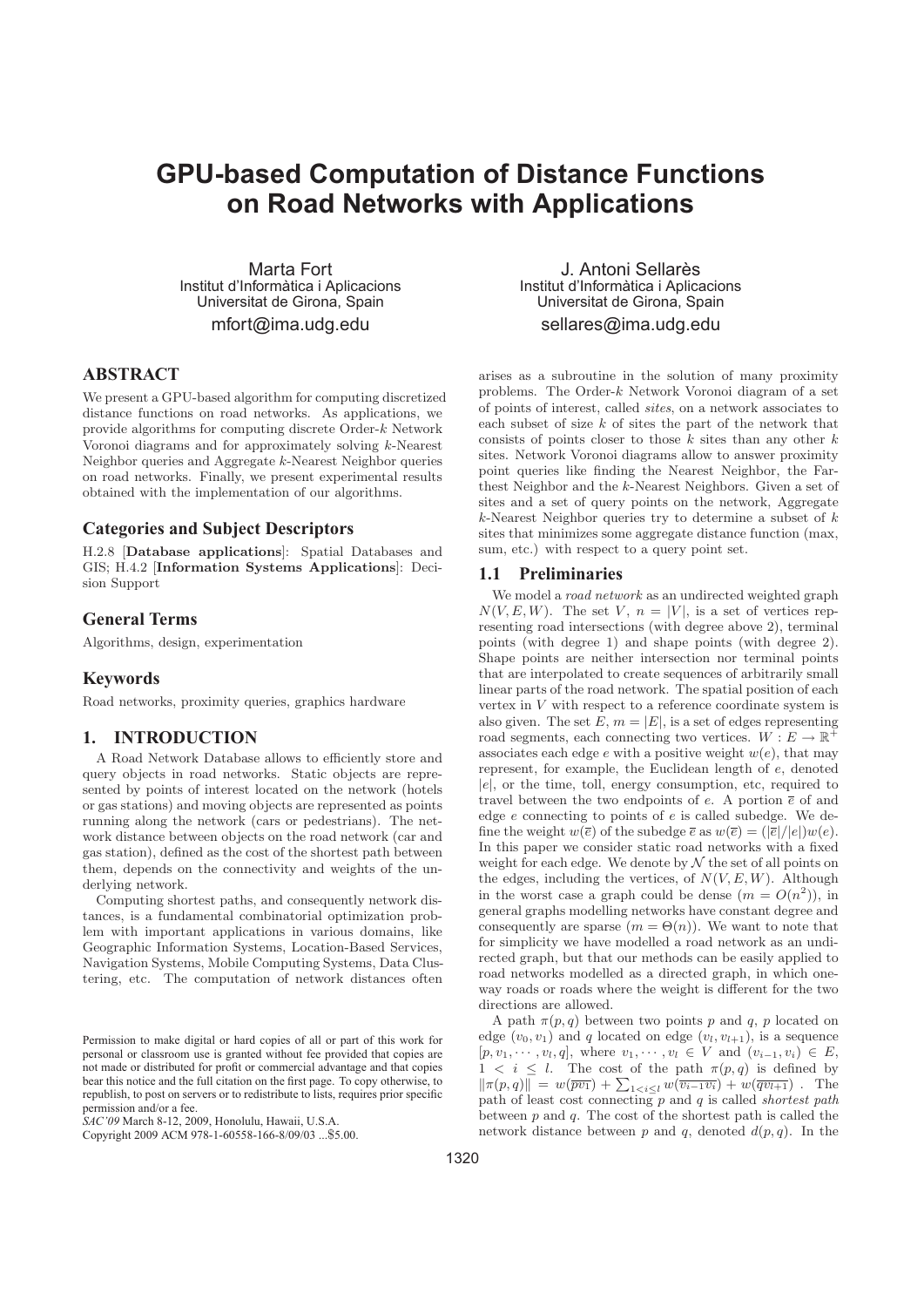# GPU-based Computation of Distance Functions on Road Networks with Applications

Marta Fort
Institut d'Informàtica i Aplicacions
Universitat de Girona, Spain
mfort@ima.udg.edu

J. Antoni Sellarès
Institut d'Informàtica i Aplicacions
Universitat de Girona, Spain
sellares@ima.udg.edu

## ABSTRACT

We present a GPU-based algorithm for computing discretized distance functions on road networks. As applications, we provide algorithms for computing discrete Order-$k$ Network Voronoi diagrams and for approximately solving $k$-Nearest Neighbor queries and Aggregate $k$-Nearest Neighbor queries on road networks. Finally, we present experimental results obtained with the implementation of our algorithms.

### Categories and Subject Descriptors

H.2.8 [**Database applications**]: Spatial Databases and GIS; H.4.2 [**Information Systems Applications**]: Decision Support

### General Terms

Algorithms, design, experimentation

### Keywords

Road networks, proximity queries, graphics hardware

## 1. INTRODUCTION

A Road Network Database allows to efficiently store and query objects in road networks. Static objects are represented by points of interest located on the network (hotels or gas stations) and moving objects are represented as points running along the network (cars or pedestrians). The network distance between objects on the road network (car and gas station), defined as the cost of the shortest path between them, depends on the connectivity and weights of the underlying network.

Computing shortest paths, and consequently network distances, is a fundamental combinatorial optimization problem with important applications in various domains, like Geographic Information Systems, Location-Based Services, Navigation Systems, Mobile Computing Systems, Data Clustering, etc. The computation of network distances often arises as a subroutine in the solution of many proximity problems. The Order-$k$ Network Voronoi diagram of a set of points of interest, called *sites*, on a network associates to each subset of size $k$ of sites the part of the network that consists of points closer to those $k$ sites than any other $k$ sites. Network Voronoi diagrams allow to answer proximity point queries like finding the Nearest Neighbor, the Farthest Neighbor and the $k$-Nearest Neighbors. Given a set of sites and a set of query points on the network, Aggregate $k$-Nearest Neighbor queries try to determine a subset of $k$ sites that minimizes some aggregate distance function (max, sum, etc.) with respect to a query point set.

### 1.1 Preliminaries

We model a *road network* as an undirected weighted graph $N(V, E, W)$. The set $V$, $n = |V|$, is a set of vertices representing road intersections (with degree above 2), terminal points (with degree 1) and shape points (with degree 2). Shape points are neither intersection nor terminal points that are interpolated to create sequences of arbitrarily small linear parts of the road network. The spatial position of each vertex in $V$ with respect to a reference coordinate system is also given. The set $E$, $m = |E|$, is a set of edges representing road segments, each connecting two vertices. $W : E \rightarrow \mathbb{R}^+$ associates each edge $e$ with a positive weight $w(e)$, that may represent, for example, the Euclidean length of $e$, denoted $|e|$, or the time, toll, energy consumption, etc, required to travel between the two endpoints of $e$. A portion $\overline{e}$ of and edge $e$ connecting to points of $e$ is called subedge. We define the weight $w(\overline{e})$ of the subedge $\overline{e}$ as $w(\overline{e}) = (|\overline{e}|/|e|)w(e)$. In this paper we consider static road networks with a fixed weight for each edge. We denote by $\mathcal{N}$ the set of all points on the edges, including the vertices, of $N(V, E, W)$. Although in the worst case a graph could be dense ($m = O(n^2)$), in general graphs modelling networks have constant degree and consequently are sparse ($m = \Theta(n)$). We want to note that for simplicity we have modelled a road network as an undirected graph, but that our methods can be easily applied to road networks modelled as a directed graph, in which one-way roads or roads where the weight is different for the two directions are allowed.

A path $\pi(p, q)$ between two points $p$ and $q$, $p$ located on edge $(v_0, v_1)$ and $q$ located on edge $(v_l, v_{l+1})$, is a sequence $[p, v_1, \cdots, v_l, q]$, where $v_1, \cdots, v_l \in V$ and $(v_{i-1}, v_i) \in E$, $1 < i \leq l$. The cost of the path $\pi(p, q)$ is defined by $\|\pi(p, q)\| = w(\overline{pv_1}) + \sum_{1<i\leq l} w(\overline{v_{i-1}v_i}) + w(\overline{qv_{l+1}})$ . The path of least cost connecting $p$ and $q$ is called *shortest path* between $p$ and $q$. The cost of the shortest path is called the network distance between $p$ and $q$, denoted $d(p, q)$. In the

Permission to make digital or hard copies of all or part of this work for personal or classroom use is granted without fee provided that copies are not made or distributed for profit or commercial advantage and that copies bear this notice and the full citation on the first page. To copy otherwise, to republish, to post on servers or to redistribute to lists, requires prior specific permission and/or a fee.
*SAC'09* March 8-12, 2009, Honolulu, Hawaii, U.S.A.
Copyright 2009 ACM 978-1-60558-166-8/09/03 ...$5.00.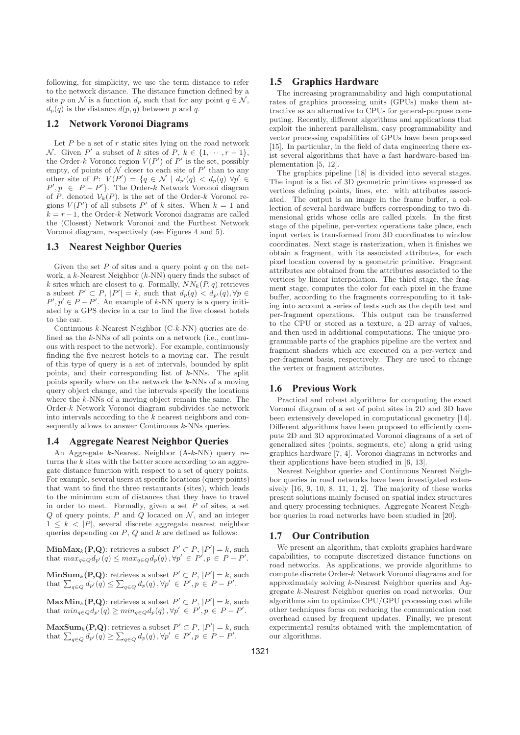following, for simplicity, we use the term distance to refer to the network distance. The distance function defined by a site $p$ on $\mathcal{N}$ is a function $d_p$ such that for any point $q \in \mathcal{N}$, $d_p(q)$ is the distance $d(p, q)$ between $p$ and $q$.

## 1.2 Network Voronoi Diagrams

Let $P$ be a set of $r$ static sites lying on the road network $\mathcal{N}$. Given $P'$ a subset of $k$ sites of $P$, $k \in \{1, \cdots, r-1\}$, the Order-$k$ Voronoi region $V(P')$ of $P'$ is the set, possibly empty, of points of $\mathcal{N}$ closer to each site of $P'$ than to any other site of $P$: $V(P') = \{q \in \mathcal{N} \mid d_{p'}(q) < d_p(q)\ \forall p' \in P', p \in P - P'\}$. The Order-$k$ Network Voronoi diagram of $P$, denoted $\mathcal{V}_k(P)$, is the set of the Order-$k$ Voronoi regions $V(P')$ of all subsets $P'$ of $k$ sites. When $k = 1$ and $k = r - 1$, the Order-$k$ Network Voronoi diagrams are called the (Closest) Network Voronoi and the Furthest Network Voronoi diagram, respectively (see Figures 4 and 5).

## 1.3 Nearest Neighbor Queries

Given the set $P$ of sites and a query point $q$ on the network, a $k$-Nearest Neighbor ($k$-NN) query finds the subset of $k$ sites which are closest to $q$. Formally, $NN_k(P, q)$ retrieves a subset $P' \subset P$, $|P'| = k$, such that $d_p(q) < d_{p'}(q), \forall p \in P', p' \in P - P'$. An example of $k$-NN query is a query initiated by a GPS device in a car to find the five closest hotels to the car.

Continuous $k$-Nearest Neighbor (C-$k$-NN) queries are defined as the $k$-NNs of all points on a network (i.e., continuous with respect to the network). For example, continuously finding the five nearest hotels to a moving car. The result of this type of query is a set of intervals, bounded by split points, and their corresponding list of $k$-NNs. The split points specify where on the network the $k$-NNs of a moving query object change, and the intervals specify the locations where the $k$-NNs of a moving object remain the same. The Order-$k$ Network Voronoi diagram subdivides the network into intervals according to the $k$ nearest neighbors and consequently allows to answer Continuous $k$-NNs queries.

## 1.4 Aggregate Nearest Neighbor Queries

An Aggregate $k$-Nearest Neighbor (A-$k$-NN) query returns the $k$ sites with the better score according to an aggregate distance function with respect to a set of query points. For example, several users at specific locations (query points) that want to find the three restaurants (sites), which leads to the minimum sum of distances that they have to travel in order to meet. Formally, given a set $P$ of sites, a set $Q$ of query points, $P$ and $Q$ located on $\mathcal{N}$, and an integer $1 \leq k < |P|$, several discrete aggregate nearest neighbor queries depending on $P$, $Q$ and $k$ are defined as follows:

**$\mathbf{MinMax}_k$(P,Q)**: retrieves a subset $P' \subset P$, $|P'| = k$, such that $max_{q \in Q} d_{p'}(q) \leq max_{q \in Q} d_p(q), \forall p' \in P', p \in P - P'$.

**$\mathbf{MinSum}_k$(P,Q)**: retrieves a subset $P' \subset P$, $|P'| = k$, such that $\sum_{q \in Q} d_{p'}(q) \leq \sum_{q \in Q} d_p(q), \forall p' \in P', p \in P - P'$.

**$\mathbf{MaxMin}_k$(P,Q)**: retrieves a subset $P' \subset P$, $|P'| = k$, such that $min_{q \in Q} d_{p'}(q) \geq min_{q \in Q} d_p(q), \forall p' \in P', p \in P - P'$.

**$\mathbf{MaxSum}_k$(P,Q)**: retrieves a subset $P' \subset P$, $|P'| = k$, such that $\sum_{q \in Q} d_{p'}(q) \geq \sum_{q \in Q} d_p(q), \forall p' \in P', p \in P - P'$.

## 1.5 Graphics Hardware

The increasing programmability and high computational rates of graphics processing units (GPUs) make them attractive as an alternative to CPUs for general-purpose computing. Recently, different algorithms and applications that exploit the inherent parallelism, easy programmability and vector processing capabilities of GPUs have been proposed [15]. In particular, in the field of data engineering there exist several algorithms that have a fast hardware-based implementation [5, 12].

The graphics pipeline [18] is divided into several stages. The input is a list of 3D geometric primitives expressed as vertices defining points, lines, etc. with attributes associated. The output is an image in the frame buffer, a collection of several hardware buffers corresponding to two dimensional grids whose cells are called pixels. In the first stage of the pipeline, per-vertex operations take place, each input vertex is transformed from 3D coordinates to window coordinates. Next stage is rasterization, when it finishes we obtain a fragment, with its associated attributes, for each pixel location covered by a geometric primitive. Fragment attributes are obtained from the attributes associated to the vertices by linear interpolation. The third stage, the fragment stage, computes the color for each pixel in the frame buffer, according to the fragments corresponding to it taking into account a series of tests such as the depth test and per-fragment operations. This output can be transferred to the CPU or stored as a texture, a 2D array of values, and then used in additional computations. The unique programmable parts of the graphics pipeline are the vertex and fragment shaders which are executed on a per-vertex and per-fragment basis, respectively. They are used to change the vertex or fragment attributes.

## 1.6 Previous Work

Practical and robust algorithms for computing the exact Voronoi diagram of a set of point sites in 2D and 3D have been extensively developed in computational geometry [14]. Different algorithms have been proposed to efficiently compute 2D and 3D approximated Voronoi diagrams of a set of generalized sites (points, segments, etc) along a grid using graphics hardware [7, 4]. Voronoi diagrams in networks and their applications have been studied in [6, 13].

Nearest Neighbor queries and Continuous Nearest Neighbor queries in road networks have been investigated extensively [16, 9, 10, 8, 11, 1, 2]. The majority of these works present solutions mainly focused on spatial index structures and query processing techniques. Aggregate Nearest Neighbor queries in road networks have been studied in [20].

## 1.7 Our Contribution

We present an algorithm, that exploits graphics hardware capabilities, to compute discretized distance functions on road networks. As applications, we provide algorithms to compute discrete Order-$k$ Network Voronoi diagrams and for approximately solving $k$-Nearest Neighbor queries and Aggregate $k$-Nearest Neighbor queries on road networks. Our algorithms aim to optimize CPU/GPU processing cost while other techniques focus on reducing the communication cost overhead caused by frequent updates. Finally, we present experimental results obtained with the implementation of our algorithms.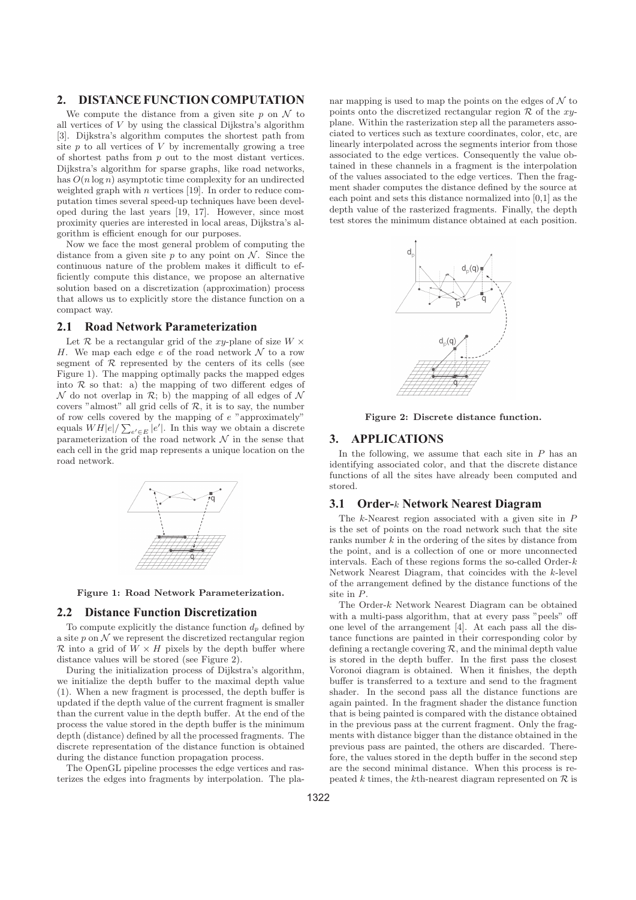## 2. DISTANCE FUNCTION COMPUTATION

We compute the distance from a given site $p$ on $\mathcal{N}$ to all vertices of $V$ by using the classical Dijkstra's algorithm [3]. Dijkstra's algorithm computes the shortest path from site $p$ to all vertices of $V$ by incrementally growing a tree of shortest paths from $p$ out to the most distant vertices. Dijkstra's algorithm for sparse graphs, like road networks, has $O(n \log n)$ asymptotic time complexity for an undirected weighted graph with $n$ vertices [19]. In order to reduce computation times several speed-up techniques have been developed during the last years [19, 17]. However, since most proximity queries are interested in local areas, Dijkstra's algorithm is efficient enough for our purposes.

Now we face the most general problem of computing the distance from a given site $p$ to any point on $\mathcal{N}$. Since the continuous nature of the problem makes it difficult to efficiently compute this distance, we propose an alternative solution based on a discretization (approximation) process that allows us to explicitly store the distance function on a compact way.

### 2.1 Road Network Parameterization

Let $\mathcal{R}$ be a rectangular grid of the $xy$-plane of size $W \times H$. We map each edge $e$ of the road network $\mathcal{N}$ to a row segment of $\mathcal{R}$ represented by the centers of its cells (see Figure 1). The mapping optimally packs the mapped edges into $\mathcal{R}$ so that: a) the mapping of two different edges of $\mathcal{N}$ do not overlap in $\mathcal{R}$; b) the mapping of all edges of $\mathcal{N}$ covers "almost" all grid cells of $\mathcal{R}$, it is to say, the number of row cells covered by the mapping of $e$ "approximately" equals $WH|e|/\sum_{e' \in E}|e'|$. In this way we obtain a discrete parameterization of the road network $\mathcal{N}$ in the sense that each cell in the grid map represents a unique location on the road network.

q

q

**Figure 1: Road Network Parameterization.**

### 2.2 Distance Function Discretization

To compute explicitly the distance function $d_p$ defined by a site $p$ on $\mathcal{N}$ we represent the discretized rectangular region $\mathcal{R}$ into a grid of $W \times H$ pixels by the depth buffer where distance values will be stored (see Figure 2).

During the initialization process of Dijkstra's algorithm, we initialize the depth buffer to the maximal depth value (1). When a new fragment is processed, the depth buffer is updated if the depth value of the current fragment is smaller than the current value in the depth buffer. At the end of the process the value stored in the depth buffer is the minimum depth (distance) defined by all the processed fragments. The discrete representation of the distance function is obtained during the distance function propagation process.

The OpenGL pipeline processes the edge vertices and rasterizes the edges into fragments by interpolation. The planar mapping is used to map the points on the edges of $\mathcal{N}$ to points onto the discretized rectangular region $\mathcal{R}$ of the $xy$-plane. Within the rasterization step all the parameters associated to vertices such as texture coordinates, color, etc, are linearly interpolated across the segments interior from those associated to the edge vertices. Consequently the value obtained in these channels in a fragment is the interpolation of the values associated to the edge vertices. Then the fragment shader computes the distance defined by the source at each point and sets this distance normalized into [0,1] as the depth value of the rasterized fragments. Finally, the depth test stores the minimum distance obtained at each position.

d_p

d_p(q)

q

p

d_p(q)

q

**Figure 2: Discrete distance function.**

## 3. APPLICATIONS

In the following, we assume that each site in $P$ has an identifying associated color, and that the discrete distance functions of all the sites have already been computed and stored.

### 3.1 Order-$k$ Network Nearest Diagram

The $k$-Nearest region associated with a given site in $P$ is the set of points on the road network such that the site ranks number $k$ in the ordering of the sites by distance from the point, and is a collection of one or more unconnected intervals. Each of these regions forms the so-called Order-$k$ Network Nearest Diagram, that coincides with the $k$-level of the arrangement defined by the distance functions of the site in $P$.

The Order-$k$ Network Nearest Diagram can be obtained with a multi-pass algorithm, that at every pass "peels" off one level of the arrangement [4]. At each pass all the distance functions are painted in their corresponding color by defining a rectangle covering $\mathcal{R}$, and the minimal depth value is stored in the depth buffer. In the first pass the closest Voronoi diagram is obtained. When it finishes, the depth buffer is transferred to a texture and send to the fragment shader. In the second pass all the distance functions are again painted. In the fragment shader the distance function that is being painted is compared with the distance obtained in the previous pass at the current fragment. Only the fragments with distance bigger than the distance obtained in the previous pass are painted, the others are discarded. Therefore, the values stored in the depth buffer in the second step are the second minimal distance. When this process is repeated $k$ times, the $k$th-nearest diagram represented on $\mathcal{R}$ is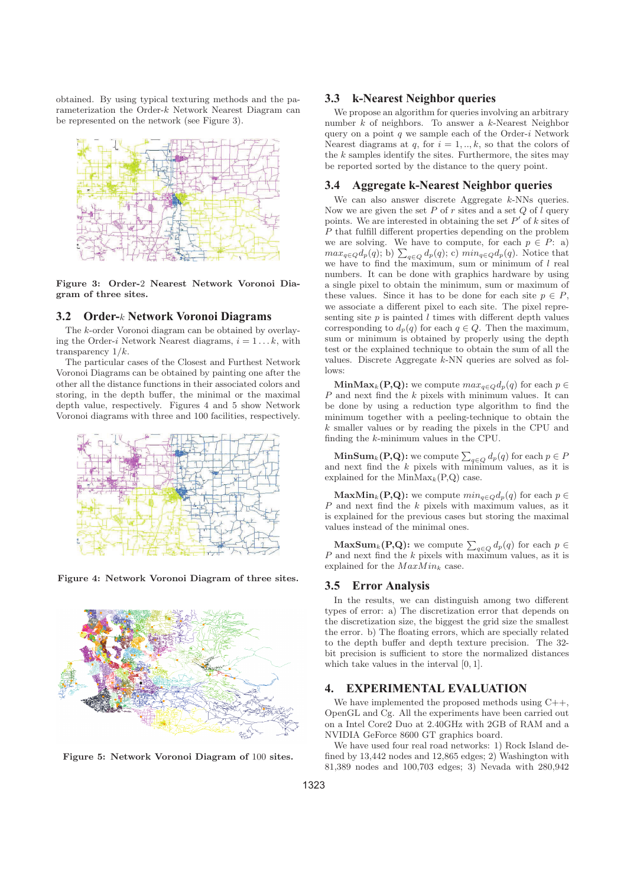obtained. By using typical texturing methods and the parameterization the Order-$k$ Network Nearest Diagram can be represented on the network (see Figure 3).

**Figure 3: Order-2 Nearest Network Voronoi Diagram of three sites.**

## 3.2 Order-$k$ Network Voronoi Diagrams

The $k$-order Voronoi diagram can be obtained by overlaying the Order-$i$ Network Nearest diagrams, $i = 1 \dots k$, with transparency $1/k$.

The particular cases of the Closest and Furthest Network Voronoi Diagrams can be obtained by painting one after the other all the distance functions in their associated colors and storing, in the depth buffer, the minimal or the maximal depth value, respectively. Figures 4 and 5 show Network Voronoi diagrams with three and 100 facilities, respectively.

**Figure 4: Network Voronoi Diagram of three sites.**

**Figure 5: Network Voronoi Diagram of 100 sites.**

## 3.3 k-Nearest Neighbor queries

We propose an algorithm for queries involving an arbitrary number $k$ of neighbors. To answer a $k$-Nearest Neighbor query on a point $q$ we sample each of the Order-$i$ Network Nearest diagrams at $q$, for $i = 1, .., k$, so that the colors of the $k$ samples identify the sites. Furthermore, the sites may be reported sorted by the distance to the query point.

## 3.4 Aggregate k-Nearest Neighbor queries

We can also answer discrete Aggregate $k$-NNs queries. Now we are given the set $P$ of $r$ sites and a set $Q$ of $l$ query points. We are interested in obtaining the set $P'$ of $k$ sites of $P$ that fulfill different properties depending on the problem we are solving. We have to compute, for each $p \in P$: a) $max_{q \in Q} d_p(q)$; b) $\sum_{q \in Q} d_p(q)$; c) $min_{q \in Q} d_p(q)$. Notice that we have to find the maximum, sum or minimum of $l$ real numbers. It can be done with graphics hardware by using a single pixel to obtain the minimum, sum or maximum of these values. Since it has to be done for each site $p \in P$, we associate a different pixel to each site. The pixel representing site $p$ is painted $l$ times with different depth values corresponding to $d_p(q)$ for each $q \in Q$. Then the maximum, sum or minimum is obtained by properly using the depth test or the explained technique to obtain the sum of all the values. Discrete Aggregate $k$-NN queries are solved as follows:

**MinMax$_k$(P,Q):** we compute $max_{q \in Q} d_p(q)$ for each $p \in P$ and next find the $k$ pixels with minimum values. It can be done by using a reduction type algorithm to find the minimum together with a peeling-technique to obtain the $k$ smaller values or by reading the pixels in the CPU and finding the $k$-minimum values in the CPU.

**MinSum$_k$(P,Q):** we compute $\sum_{q \in Q} d_p(q)$ for each $p \in P$ and next find the $k$ pixels with minimum values, as it is explained for the MinMax$_k$(P,Q) case.

**MaxMin$_k$(P,Q):** we compute $min_{q \in Q} d_p(q)$ for each $p \in P$ and next find the $k$ pixels with maximum values, as it is explained for the previous cases but storing the maximal values instead of the minimal ones.

**MaxSum$_k$(P,Q):** we compute $\sum_{q \in Q} d_p(q)$ for each $p \in P$ and next find the $k$ pixels with maximum values, as it is explained for the $MaxMin_k$ case.

## 3.5 Error Analysis

In the results, we can distinguish among two different types of error: a) The discretization error that depends on the discretization size, the biggest the grid size the smallest the error. b) The floating errors, which are specially related to the depth buffer and depth texture precision. The 32-bit precision is sufficient to store the normalized distances which take values in the interval $[0, 1]$.

# 4. EXPERIMENTAL EVALUATION

We have implemented the proposed methods using C++, OpenGL and Cg. All the experiments have been carried out on a Intel Core2 Duo at 2.40GHz with 2GB of RAM and a NVIDIA GeForce 8600 GT graphics board.

We have used four real road networks: 1) Rock Island defined by 13,442 nodes and 12,865 edges; 2) Washington with 81,389 nodes and 100,703 edges; 3) Nevada with 280,942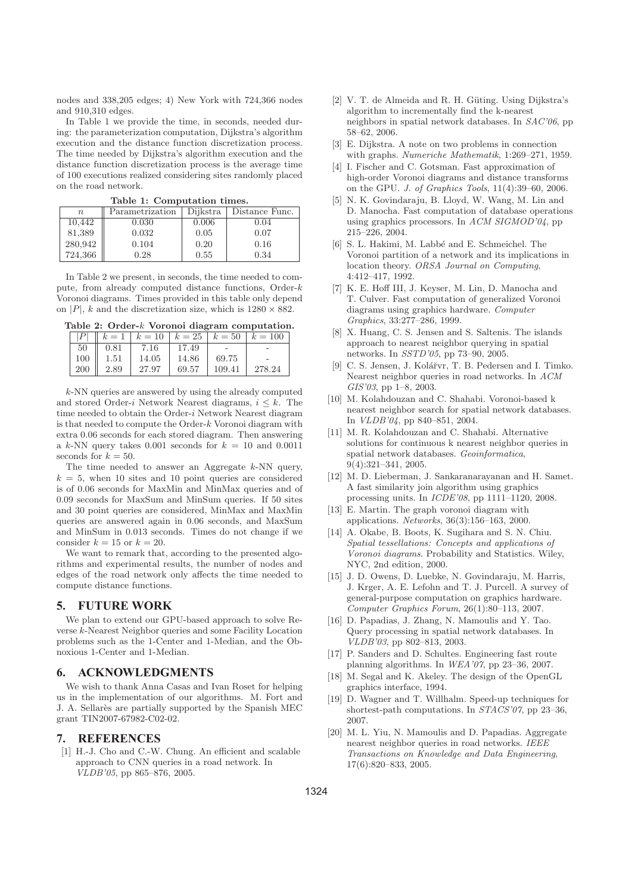nodes and 338,205 edges; 4) New York with 724,366 nodes and 910,310 edges.

In Table 1 we provide the time, in seconds, needed during: the parameterization computation, Dijkstra's algorithm execution and the distance function discretization process. The time needed by Dijkstra's algorithm execution and the distance function discretization process is the average time of 100 executions realized considering sites randomly placed on the road network.

**Table 1: Computation times.**

| $n$ | Parametrization | Dijkstra | Distance Func. |
|---|---|---|---|
| 10,442 | 0.030 | 0.006 | 0.04 |
| 81,389 | 0.032 | 0.05 | 0.07 |
| 280,942 | 0.104 | 0.20 | 0.16 |
| 724,366 | 0.28 | 0.55 | 0.34 |

In Table 2 we present, in seconds, the time needed to compute, from already computed distance functions, Order-$k$ Voronoi diagrams. Times provided in this table only depend on $|P|$, $k$ and the discretization size, which is $1280 \times 882$.

**Table 2: Order-$k$ Voronoi diagram computation.**

| $\|P\|$ | $k=1$ | $k=10$ | $k=25$ | $k=50$ | $k=100$ |
|---|---|---|---|---|---|
| 50 | 0.81 | 7.16 | 17.49 | - | - |
| 100 | 1.51 | 14.05 | 14.86 | 69.75 | - |
| 200 | 2.89 | 27.97 | 69.57 | 109.41 | 278.24 |

$k$-NN queries are answered by using the already computed and stored Order-$i$ Network Nearest diagrams, $i \leq k$. The time needed to obtain the Order-$i$ Network Nearest diagram is that needed to compute the Order-$k$ Voronoi diagram with extra 0.06 seconds for each stored diagram. Then answering a $k$-NN query takes 0.001 seconds for $k = 10$ and 0.0011 seconds for $k = 50$.

The time needed to answer an Aggregate $k$-NN query, $k = 5$, when 10 sites and 10 point queries are considered is of 0.06 seconds for MaxMin and MinMax queries and of 0.09 seconds for MaxSum and MinSum queries. If 50 sites and 30 point queries are considered, MinMax and MaxMin queries are answered again in 0.06 seconds, and MaxSum and MinSum in 0.013 seconds. Times do not change if we consider $k = 15$ or $k = 20$.

We want to remark that, according to the presented algorithms and experimental results, the number of nodes and edges of the road network only affects the time needed to compute distance functions.

## 5. FUTURE WORK

We plan to extend our GPU-based approach to solve Reverse $k$-Nearest Neighbor queries and some Facility Location problems such as the 1-Center and 1-Median, and the Obnoxious 1-Center and 1-Median.

## 6. ACKNOWLEDGMENTS

We wish to thank Anna Casas and Ivan Roset for helping us in the implementation of our algorithms. M. Fort and J. A. Sellarès are partially supported by the Spanish MEC grant TIN2007-67982-C02-02.

## 7. REFERENCES

[1] H.-J. Cho and C.-W. Chung. An efficient and scalable approach to CNN queries in a road network. In *VLDB'05*, pp 865–876, 2005.

[2] V. T. de Almeida and R. H. Güting. Using Dijkstra's algorithm to incrementally find the k-nearest neighbors in spatial network databases. In *SAC'06*, pp 58–62, 2006.

[3] E. Dijkstra. A note on two problems in connection with graphs. *Numeriche Mathematik*, 1:269–271, 1959.

[4] I. Fischer and C. Gotsman. Fast approximation of high-order Voronoi diagrams and distance transforms on the GPU. *J. of Graphics Tools*, 11(4):39–60, 2006.

[5] N. K. Govindaraju, B. Lloyd, W. Wang, M. Lin and D. Manocha. Fast computation of database operations using graphics processors. In *ACM SIGMOD'04*, pp 215–226, 2004.

[6] S. L. Hakimi, M. Labbé and E. Schmeichel. The Voronoi partition of a network and its implications in location theory. *ORSA Journal on Computing*, 4:412–417, 1992.

[7] K. E. Hoff III, J. Keyser, M. Lin, D. Manocha and T. Culver. Fast computation of generalized Voronoi diagrams using graphics hardware. *Computer Graphics*, 33:277–286, 1999.

[8] X. Huang, C. S. Jensen and S. Saltenis. The islands approach to nearest neighbor querying in spatial networks. In *SSTD'05*, pp 73–90, 2005.

[9] C. S. Jensen, J. Kolářvr, T. B. Pedersen and I. Timko. Nearest neighbor queries in road networks. In *ACM GIS'03*, pp 1–8, 2003.

[10] M. Kolahdouzan and C. Shahabi. Voronoi-based k nearest neighbor search for spatial network databases. In *VLDB'04*, pp 840–851, 2004.

[11] M. R. Kolahdouzan and C. Shahabi. Alternative solutions for continuous k nearest neighbor queries in spatial network databases. *Geoinformatica*, 9(4):321–341, 2005.

[12] M. D. Lieberman, J. Sankaranarayanan and H. Samet. A fast similarity join algorithm using graphics processing units. In *ICDE'08*, pp 1111–1120, 2008.

[13] E. Martin. The graph voronoi diagram with applications. *Networks*, 36(3):156–163, 2000.

[14] A. Okabe, B. Boots, K. Sugihara and S. N. Chiu. *Spatial tessellations: Concepts and applications of Voronoi diagrams*. Probability and Statistics. Wiley, NYC, 2nd edition, 2000.

[15] J. D. Owens, D. Luebke, N. Govindaraju, M. Harris, J. Krger, A. E. Lefohn and T. J. Purcell. A survey of general-purpose computation on graphics hardware. *Computer Graphics Forum*, 26(1):80–113, 2007.

[16] D. Papadias, J. Zhang, N. Mamoulis and Y. Tao. Query processing in spatial network databases. In *VLDB'03*, pp 802–813, 2003.

[17] P. Sanders and D. Schultes. Engineering fast route planning algorithms. In *WEA'07*, pp 23–36, 2007.

[18] M. Segal and K. Akeley. The design of the OpenGL graphics interface, 1994.

[19] D. Wagner and T. Willhalm. Speed-up techniques for shortest-path computations. In *STACS'07*, pp 23–36, 2007.

[20] M. L. Yiu, N. Mamoulis and D. Papadias. Aggregate nearest neighbor queries in road networks. *IEEE Transactions on Knowledge and Data Engineering*, 17(6):820–833, 2005.